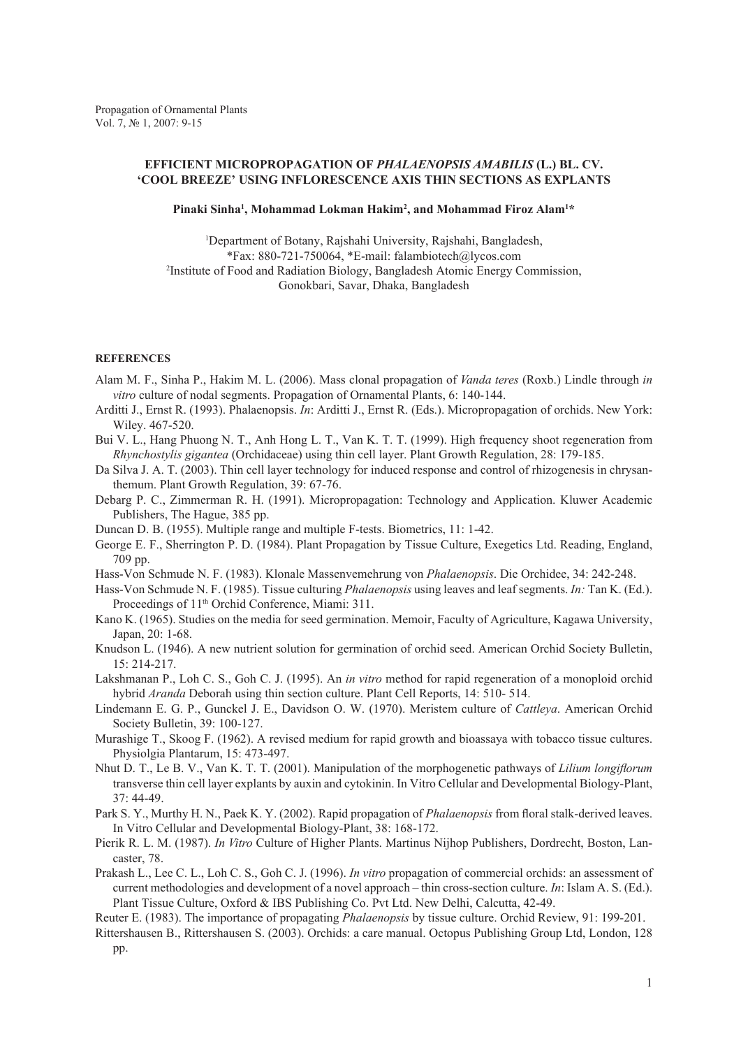# EFFICIENT MICROPROPAGATION OF *PHALAENOPSIS AMABILIS* (L.) BL. CV. 'COOL BREEZE' USING INFLORESCENCE AXIS THIN SECTIONS AS EXPLANTS

**Pinaki Sinha[1], Mohammad Lokman Hakim[2], and Mohammad Firoz Alam[1]\***

[1]Department of Botany, Rajshahi University, Rajshahi, Bangladesh,
\*Fax: 880-721-750064, \*E-mail: falambiotech@lycos.com
[2]Institute of Food and Radiation Biology, Bangladesh Atomic Energy Commission,
Gonokbari, Savar, Dhaka, Bangladesh

## REFERENCES

Alam M. F., Sinha P., Hakim M. L. (2006). Mass clonal propagation of *Vanda teres* (Roxb.) Lindle through *in vitro* culture of nodal segments. Propagation of Ornamental Plants, 6: 140-144.

Arditti J., Ernst R. (1993). Phalaenopsis. *In*: Arditti J., Ernst R. (Eds.). Micropropagation of orchids. New York: Wiley. 467-520.

Bui V. L., Hang Phuong N. T., Anh Hong L. T., Van K. T. T. (1999). High frequency shoot regeneration from *Rhynchostylis gigantea* (Orchidaceae) using thin cell layer. Plant Growth Regulation, 28: 179-185.

Da Silva J. A. T. (2003). Thin cell layer technology for induced response and control of rhizogenesis in chrysanthemum. Plant Growth Regulation, 39: 67-76.

Debarg P. C., Zimmerman R. H. (1991). Micropropagation: Technology and Application. Kluwer Academic Publishers, The Hague, 385 pp.

Duncan D. B. (1955). Multiple range and multiple F-tests. Biometrics, 11: 1-42.

George E. F., Sherrington P. D. (1984). Plant Propagation by Tissue Culture, Exegetics Ltd. Reading, England, 709 pp.

Hass-Von Schmude N. F. (1983). Klonale Massenvemehrung von *Phalaenopsis*. Die Orchidee, 34: 242-248.

Hass-Von Schmude N. F. (1985). Tissue culturing *Phalaenopsis* using leaves and leaf segments. *In:* Tan K. (Ed.). Proceedings of 11th Orchid Conference, Miami: 311.

Kano K. (1965). Studies on the media for seed germination. Memoir, Faculty of Agriculture, Kagawa University, Japan, 20: 1-68.

Knudson L. (1946). A new nutrient solution for germination of orchid seed. American Orchid Society Bulletin, 15: 214-217.

Lakshmanan P., Loh C. S., Goh C. J. (1995). An *in vitro* method for rapid regeneration of a monoploid orchid hybrid *Aranda* Deborah using thin section culture. Plant Cell Reports, 14: 510- 514.

Lindemann E. G. P., Gunckel J. E., Davidson O. W. (1970). Meristem culture of *Cattleya*. American Orchid Society Bulletin, 39: 100-127.

Murashige T., Skoog F. (1962). A revised medium for rapid growth and bioassaya with tobacco tissue cultures. Physiolgia Plantarum, 15: 473-497.

Nhut D. T., Le B. V., Van K. T. T. (2001). Manipulation of the morphogenetic pathways of *Lilium longiflorum* transverse thin cell layer explants by auxin and cytokinin. In Vitro Cellular and Developmental Biology-Plant, 37: 44-49.

Park S. Y., Murthy H. N., Paek K. Y. (2002). Rapid propagation of *Phalaenopsis* from floral stalk-derived leaves. In Vitro Cellular and Developmental Biology-Plant, 38: 168-172.

Pierik R. L. M. (1987). *In Vitro* Culture of Higher Plants. Martinus Nijhop Publishers, Dordrecht, Boston, Lancaster, 78.

Prakash L., Lee C. L., Loh C. S., Goh C. J. (1996). *In vitro* propagation of commercial orchids: an assessment of current methodologies and development of a novel approach – thin cross-section culture. *In*: Islam A. S. (Ed.). Plant Tissue Culture, Oxford & IBS Publishing Co. Pvt Ltd. New Delhi, Calcutta, 42-49.

Reuter E. (1983). The importance of propagating *Phalaenopsis* by tissue culture. Orchid Review, 91: 199-201.

Rittershausen B., Rittershausen S. (2003). Orchids: a care manual. Octopus Publishing Group Ltd, London, 128 pp.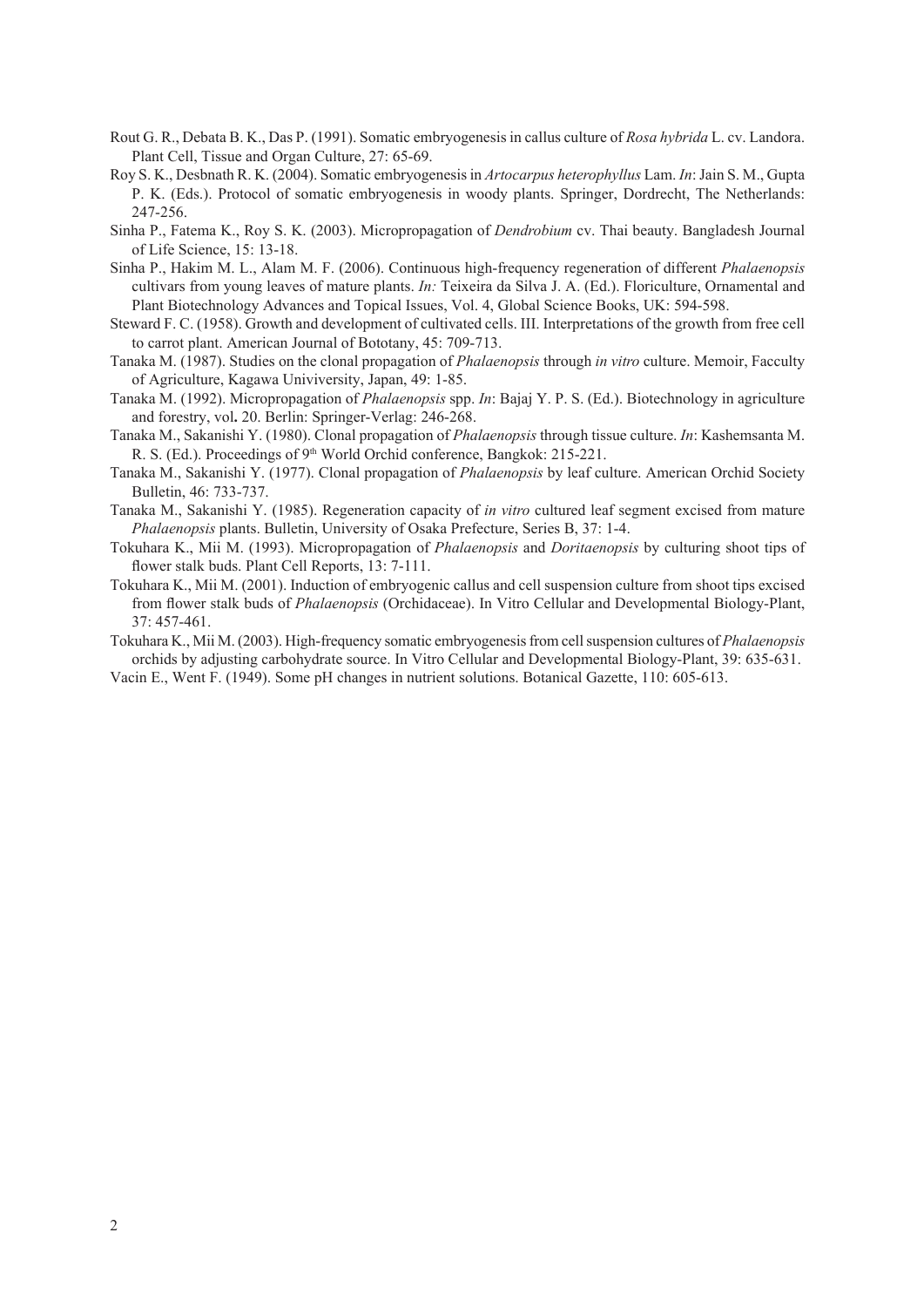Rout G. R., Debata B. K., Das P. (1991). Somatic embryogenesis in callus culture of *Rosa hybrida* L. cv. Landora. Plant Cell, Tissue and Organ Culture, 27: 65-69.

Roy S. K., Desbnath R. K. (2004). Somatic embryogenesis in *Artocarpus heterophyllus* Lam. *In*: Jain S. M., Gupta P. K. (Eds.). Protocol of somatic embryogenesis in woody plants. Springer, Dordrecht, The Netherlands: 247-256.

Sinha P., Fatema K., Roy S. K. (2003). Micropropagation of *Dendrobium* cv. Thai beauty. Bangladesh Journal of Life Science, 15: 13-18.

Sinha P., Hakim M. L., Alam M. F. (2006). Continuous high-frequency regeneration of different *Phalaenopsis* cultivars from young leaves of mature plants. *In:* Teixeira da Silva J. A. (Ed.). Floriculture, Ornamental and Plant Biotechnology Advances and Topical Issues, Vol. 4, Global Science Books, UK: 594-598.

Steward F. C. (1958). Growth and development of cultivated cells. III. Interpretations of the growth from free cell to carrot plant. American Journal of Bototany, 45: 709-713.

Tanaka M. (1987). Studies on the clonal propagation of *Phalaenopsis* through *in vitro* culture. Memoir, Facculty of Agriculture, Kagawa Univiversity, Japan, 49: 1-85.

Tanaka M. (1992). Micropropagation of *Phalaenopsis* spp. *In*: Bajaj Y. P. S. (Ed.). Biotechnology in agriculture and forestry, vol**.** 20. Berlin: Springer-Verlag: 246-268.

Tanaka M., Sakanishi Y. (1980). Clonal propagation of *Phalaenopsis* through tissue culture. *In*: Kashemsanta M. R. S. (Ed.). Proceedings of 9th World Orchid conference, Bangkok: 215-221.

Tanaka M., Sakanishi Y. (1977). Clonal propagation of *Phalaenopsis* by leaf culture. American Orchid Society Bulletin, 46: 733-737.

Tanaka M., Sakanishi Y. (1985). Regeneration capacity of *in vitro* cultured leaf segment excised from mature *Phalaenopsis* plants. Bulletin, University of Osaka Prefecture, Series B, 37: 1-4.

Tokuhara K., Mii M. (1993). Micropropagation of *Phalaenopsis* and *Doritaenopsis* by culturing shoot tips of flower stalk buds. Plant Cell Reports, 13: 7-111.

Tokuhara K., Mii M. (2001). Induction of embryogenic callus and cell suspension culture from shoot tips excised from flower stalk buds of *Phalaenopsis* (Orchidaceae). In Vitro Cellular and Developmental Biology-Plant, 37: 457-461.

Tokuhara K., Mii M. (2003). High-frequency somatic embryogenesis from cell suspension cultures of *Phalaenopsis* orchids by adjusting carbohydrate source. In Vitro Cellular and Developmental Biology-Plant, 39: 635-631.

Vacin E., Went F. (1949). Some pH changes in nutrient solutions. Botanical Gazette, 110: 605-613.